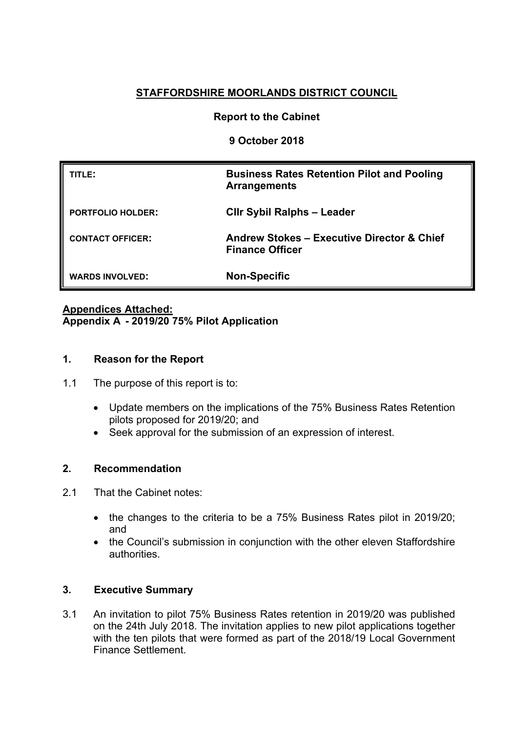**STAFFORDSHIRE MOORLANDS DISTRICT COUNCIL**

**Report to the Cabinet**

**9 October 2018**

| | |
|---|---|
| TITLE: | **Business Rates Retention Pilot and Pooling Arrangements** |
| PORTFOLIO HOLDER: | **Cllr Sybil Ralphs – Leader** |
| CONTACT OFFICER: | **Andrew Stokes – Executive Director & Chief Finance Officer** |
| WARDS INVOLVED: | **Non-Specific** |

**Appendices Attached:**
**Appendix A - 2019/20 75% Pilot Application**

## 1. Reason for the Report

1.1 The purpose of this report is to:

- Update members on the implications of the 75% Business Rates Retention pilots proposed for 2019/20; and
- Seek approval for the submission of an expression of interest.

## 2. Recommendation

2.1 That the Cabinet notes:

- the changes to the criteria to be a 75% Business Rates pilot in 2019/20; and
- the Council's submission in conjunction with the other eleven Staffordshire authorities.

## 3. Executive Summary

3.1 An invitation to pilot 75% Business Rates retention in 2019/20 was published on the 24th July 2018. The invitation applies to new pilot applications together with the ten pilots that were formed as part of the 2018/19 Local Government Finance Settlement.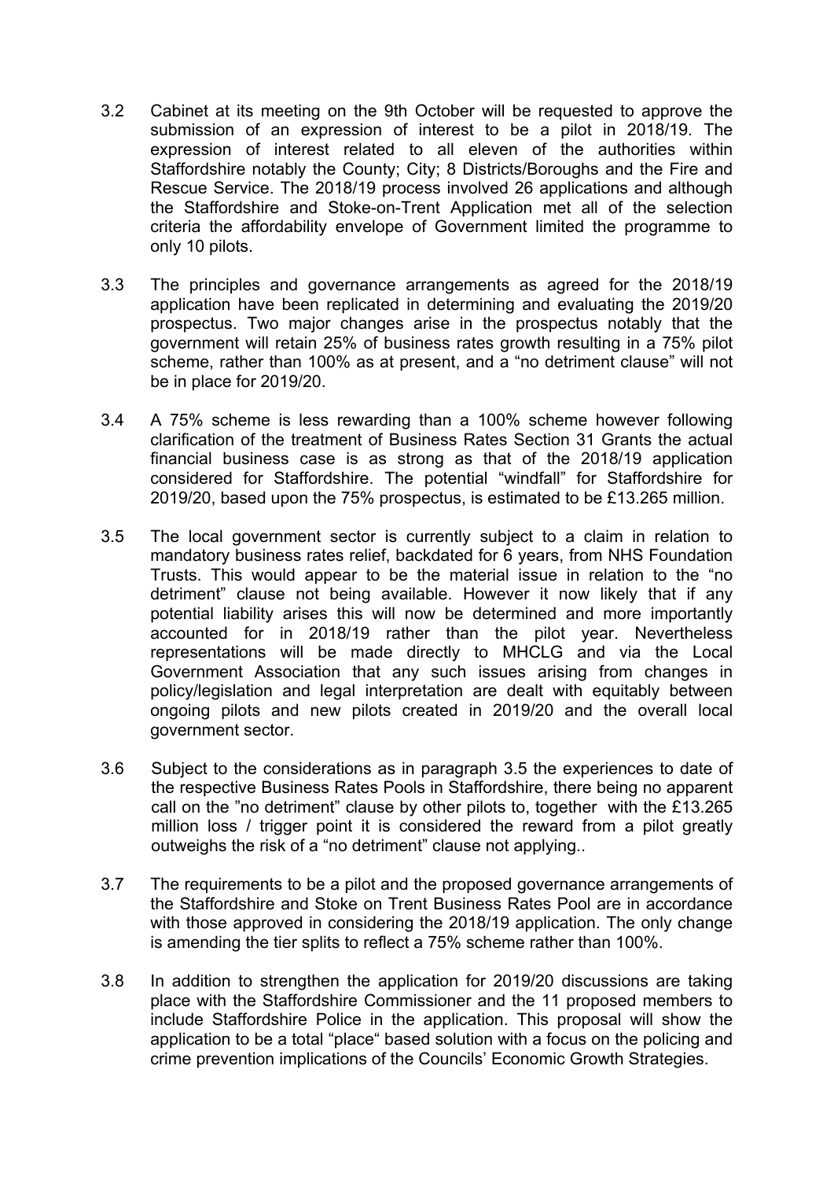3.2 Cabinet at its meeting on the 9th October will be requested to approve the submission of an expression of interest to be a pilot in 2018/19. The expression of interest related to all eleven of the authorities within Staffordshire notably the County; City; 8 Districts/Boroughs and the Fire and Rescue Service. The 2018/19 process involved 26 applications and although the Staffordshire and Stoke-on-Trent Application met all of the selection criteria the affordability envelope of Government limited the programme to only 10 pilots.

3.3 The principles and governance arrangements as agreed for the 2018/19 application have been replicated in determining and evaluating the 2019/20 prospectus. Two major changes arise in the prospectus notably that the government will retain 25% of business rates growth resulting in a 75% pilot scheme, rather than 100% as at present, and a "no detriment clause" will not be in place for 2019/20.

3.4 A 75% scheme is less rewarding than a 100% scheme however following clarification of the treatment of Business Rates Section 31 Grants the actual financial business case is as strong as that of the 2018/19 application considered for Staffordshire. The potential "windfall" for Staffordshire for 2019/20, based upon the 75% prospectus, is estimated to be £13.265 million.

3.5 The local government sector is currently subject to a claim in relation to mandatory business rates relief, backdated for 6 years, from NHS Foundation Trusts. This would appear to be the material issue in relation to the "no detriment" clause not being available. However it now likely that if any potential liability arises this will now be determined and more importantly accounted for in 2018/19 rather than the pilot year. Nevertheless representations will be made directly to MHCLG and via the Local Government Association that any such issues arising from changes in policy/legislation and legal interpretation are dealt with equitably between ongoing pilots and new pilots created in 2019/20 and the overall local government sector.

3.6 Subject to the considerations as in paragraph 3.5 the experiences to date of the respective Business Rates Pools in Staffordshire, there being no apparent call on the "no detriment" clause by other pilots to, together with the £13.265 million loss / trigger point it is considered the reward from a pilot greatly outweighs the risk of a "no detriment" clause not applying..

3.7 The requirements to be a pilot and the proposed governance arrangements of the Staffordshire and Stoke on Trent Business Rates Pool are in accordance with those approved in considering the 2018/19 application. The only change is amending the tier splits to reflect a 75% scheme rather than 100%.

3.8 In addition to strengthen the application for 2019/20 discussions are taking place with the Staffordshire Commissioner and the 11 proposed members to include Staffordshire Police in the application. This proposal will show the application to be a total "place" based solution with a focus on the policing and crime prevention implications of the Councils' Economic Growth Strategies.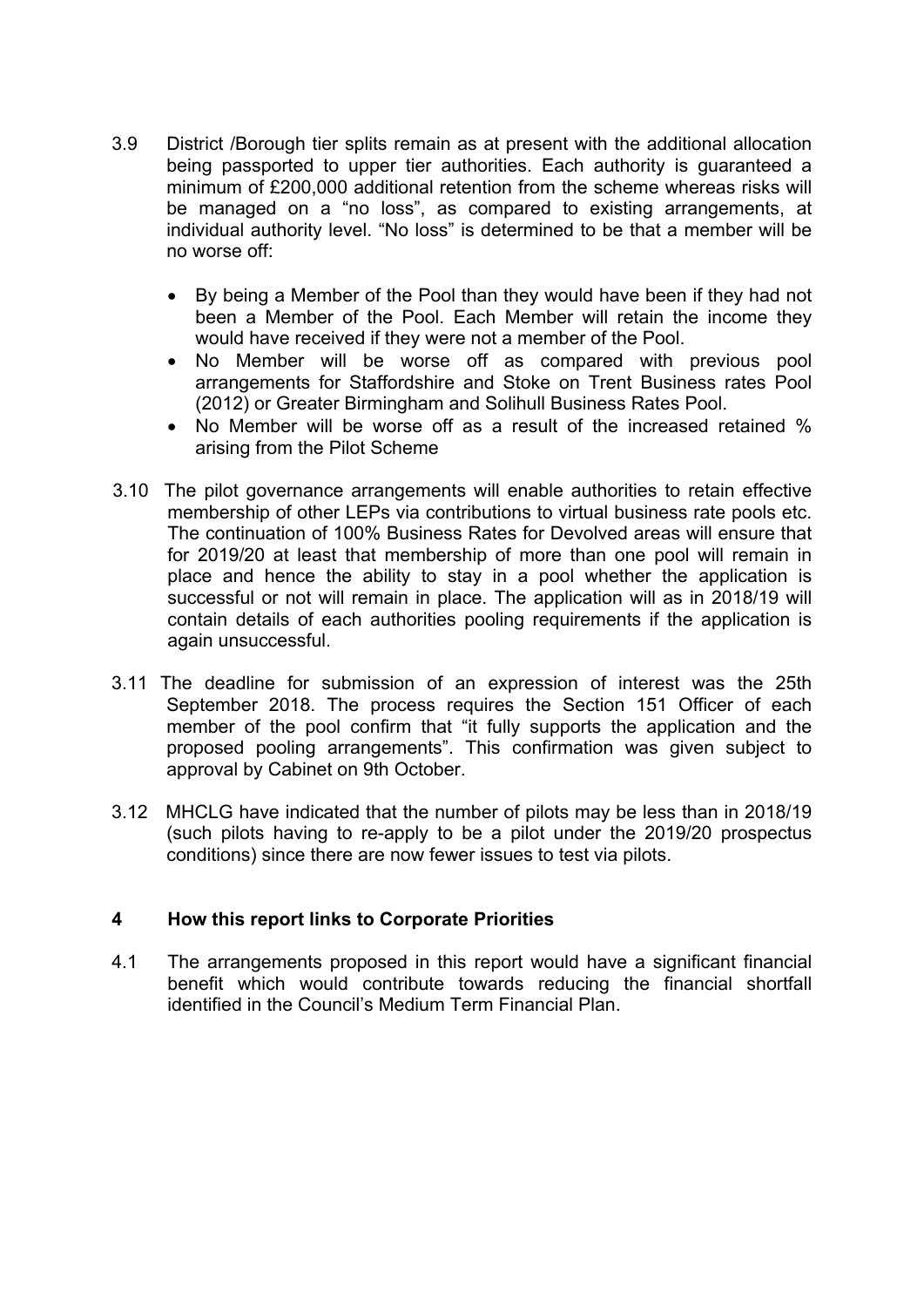3.9 District /Borough tier splits remain as at present with the additional allocation being passported to upper tier authorities. Each authority is guaranteed a minimum of £200,000 additional retention from the scheme whereas risks will be managed on a "no loss", as compared to existing arrangements, at individual authority level. "No loss" is determined to be that a member will be no worse off:

- By being a Member of the Pool than they would have been if they had not been a Member of the Pool. Each Member will retain the income they would have received if they were not a member of the Pool.
- No Member will be worse off as compared with previous pool arrangements for Staffordshire and Stoke on Trent Business rates Pool (2012) or Greater Birmingham and Solihull Business Rates Pool.
- No Member will be worse off as a result of the increased retained % arising from the Pilot Scheme

3.10 The pilot governance arrangements will enable authorities to retain effective membership of other LEPs via contributions to virtual business rate pools etc. The continuation of 100% Business Rates for Devolved areas will ensure that for 2019/20 at least that membership of more than one pool will remain in place and hence the ability to stay in a pool whether the application is successful or not will remain in place. The application will as in 2018/19 will contain details of each authorities pooling requirements if the application is again unsuccessful.

3.11 The deadline for submission of an expression of interest was the 25th September 2018. The process requires the Section 151 Officer of each member of the pool confirm that "it fully supports the application and the proposed pooling arrangements". This confirmation was given subject to approval by Cabinet on 9th October.

3.12 MHCLG have indicated that the number of pilots may be less than in 2018/19 (such pilots having to re-apply to be a pilot under the 2019/20 prospectus conditions) since there are now fewer issues to test via pilots.

## 4 How this report links to Corporate Priorities

4.1 The arrangements proposed in this report would have a significant financial benefit which would contribute towards reducing the financial shortfall identified in the Council's Medium Term Financial Plan.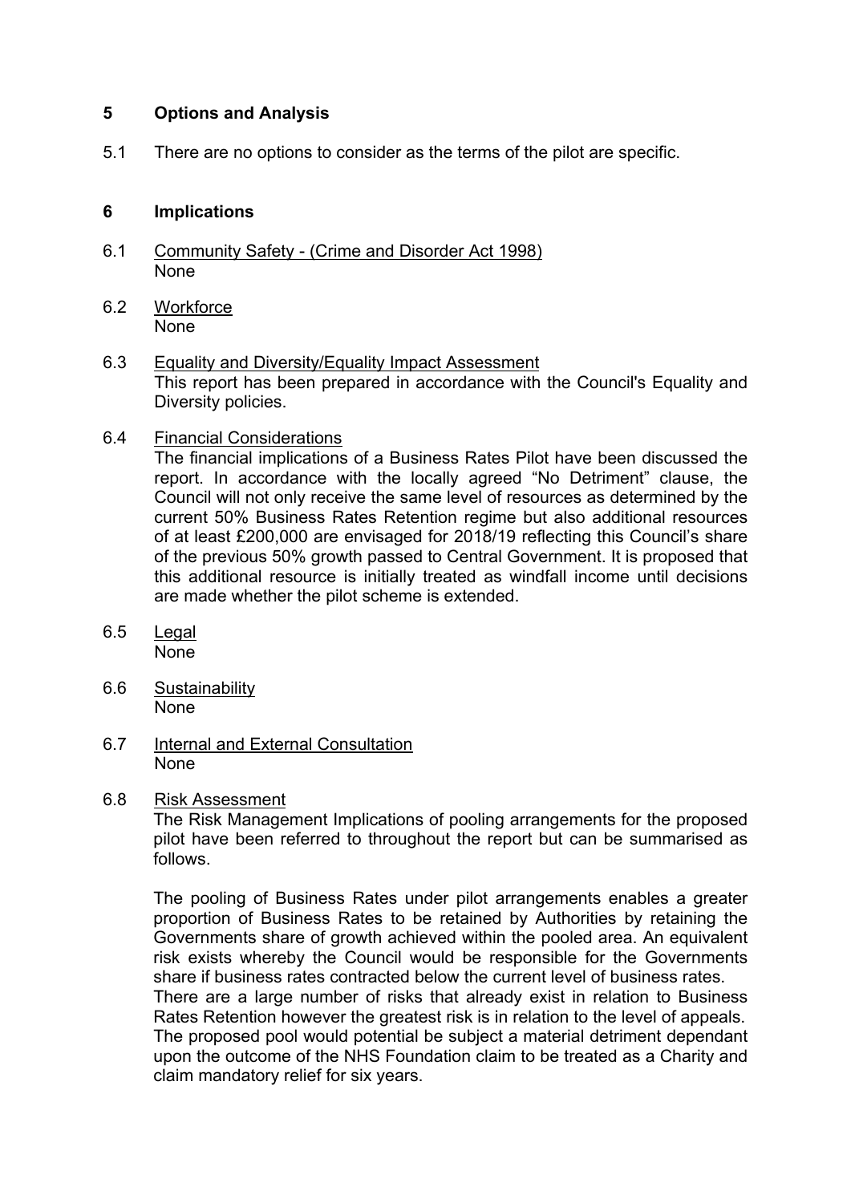## 5 Options and Analysis

5.1 There are no options to consider as the terms of the pilot are specific.

## 6 Implications

6.1 Community Safety - (Crime and Disorder Act 1998)
None

6.2 Workforce
None

6.3 Equality and Diversity/Equality Impact Assessment
This report has been prepared in accordance with the Council's Equality and Diversity policies.

6.4 Financial Considerations
The financial implications of a Business Rates Pilot have been discussed the report. In accordance with the locally agreed “No Detriment” clause, the Council will not only receive the same level of resources as determined by the current 50% Business Rates Retention regime but also additional resources of at least £200,000 are envisaged for 2018/19 reflecting this Council’s share of the previous 50% growth passed to Central Government. It is proposed that this additional resource is initially treated as windfall income until decisions are made whether the pilot scheme is extended.

6.5 Legal
None

6.6 Sustainability
None

6.7 Internal and External Consultation
None

6.8 Risk Assessment
The Risk Management Implications of pooling arrangements for the proposed pilot have been referred to throughout the report but can be summarised as follows.

The pooling of Business Rates under pilot arrangements enables a greater proportion of Business Rates to be retained by Authorities by retaining the Governments share of growth achieved within the pooled area. An equivalent risk exists whereby the Council would be responsible for the Governments share if business rates contracted below the current level of business rates.
There are a large number of risks that already exist in relation to Business Rates Retention however the greatest risk is in relation to the level of appeals. The proposed pool would potential be subject a material detriment dependant upon the outcome of the NHS Foundation claim to be treated as a Charity and claim mandatory relief for six years.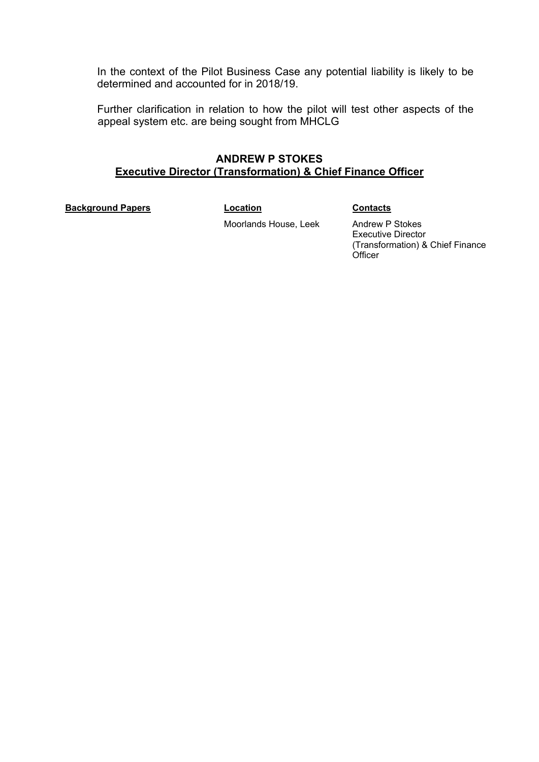In the context of the Pilot Business Case any potential liability is likely to be determined and accounted for in 2018/19.

Further clarification in relation to how the pilot will test other aspects of the appeal system etc. are being sought from MHCLG

**ANDREW P STOKES**
**Executive Director (Transformation) & Chief Finance Officer**

| **Background Papers** | **Location** | **Contacts** |
|---|---|---|
| | Moorlands House, Leek | Andrew P Stokes<br>Executive Director<br>(Transformation) & Chief Finance Officer |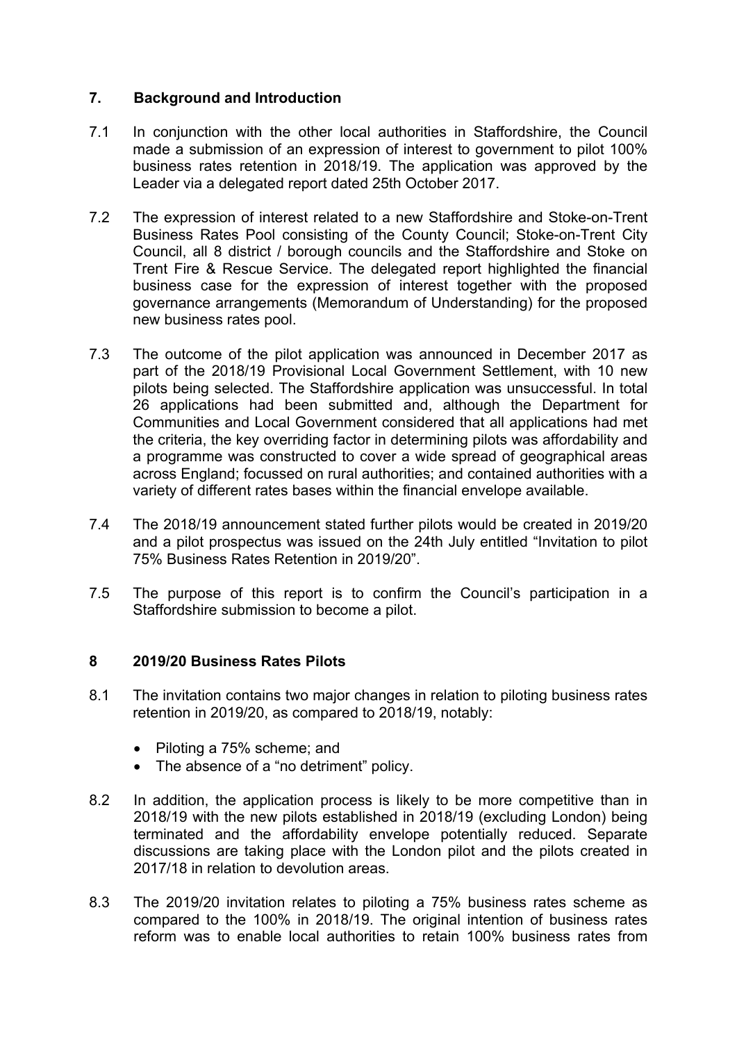## 7. Background and Introduction

7.1 In conjunction with the other local authorities in Staffordshire, the Council made a submission of an expression of interest to government to pilot 100% business rates retention in 2018/19. The application was approved by the Leader via a delegated report dated 25th October 2017.

7.2 The expression of interest related to a new Staffordshire and Stoke-on-Trent Business Rates Pool consisting of the County Council; Stoke-on-Trent City Council, all 8 district / borough councils and the Staffordshire and Stoke on Trent Fire & Rescue Service. The delegated report highlighted the financial business case for the expression of interest together with the proposed governance arrangements (Memorandum of Understanding) for the proposed new business rates pool.

7.3 The outcome of the pilot application was announced in December 2017 as part of the 2018/19 Provisional Local Government Settlement, with 10 new pilots being selected. The Staffordshire application was unsuccessful. In total 26 applications had been submitted and, although the Department for Communities and Local Government considered that all applications had met the criteria, the key overriding factor in determining pilots was affordability and a programme was constructed to cover a wide spread of geographical areas across England; focussed on rural authorities; and contained authorities with a variety of different rates bases within the financial envelope available.

7.4 The 2018/19 announcement stated further pilots would be created in 2019/20 and a pilot prospectus was issued on the 24th July entitled "Invitation to pilot 75% Business Rates Retention in 2019/20".

7.5 The purpose of this report is to confirm the Council's participation in a Staffordshire submission to become a pilot.

## 8 2019/20 Business Rates Pilots

8.1 The invitation contains two major changes in relation to piloting business rates retention in 2019/20, as compared to 2018/19, notably:

- Piloting a 75% scheme; and
- The absence of a "no detriment" policy.

8.2 In addition, the application process is likely to be more competitive than in 2018/19 with the new pilots established in 2018/19 (excluding London) being terminated and the affordability envelope potentially reduced. Separate discussions are taking place with the London pilot and the pilots created in 2017/18 in relation to devolution areas.

8.3 The 2019/20 invitation relates to piloting a 75% business rates scheme as compared to the 100% in 2018/19. The original intention of business rates reform was to enable local authorities to retain 100% business rates from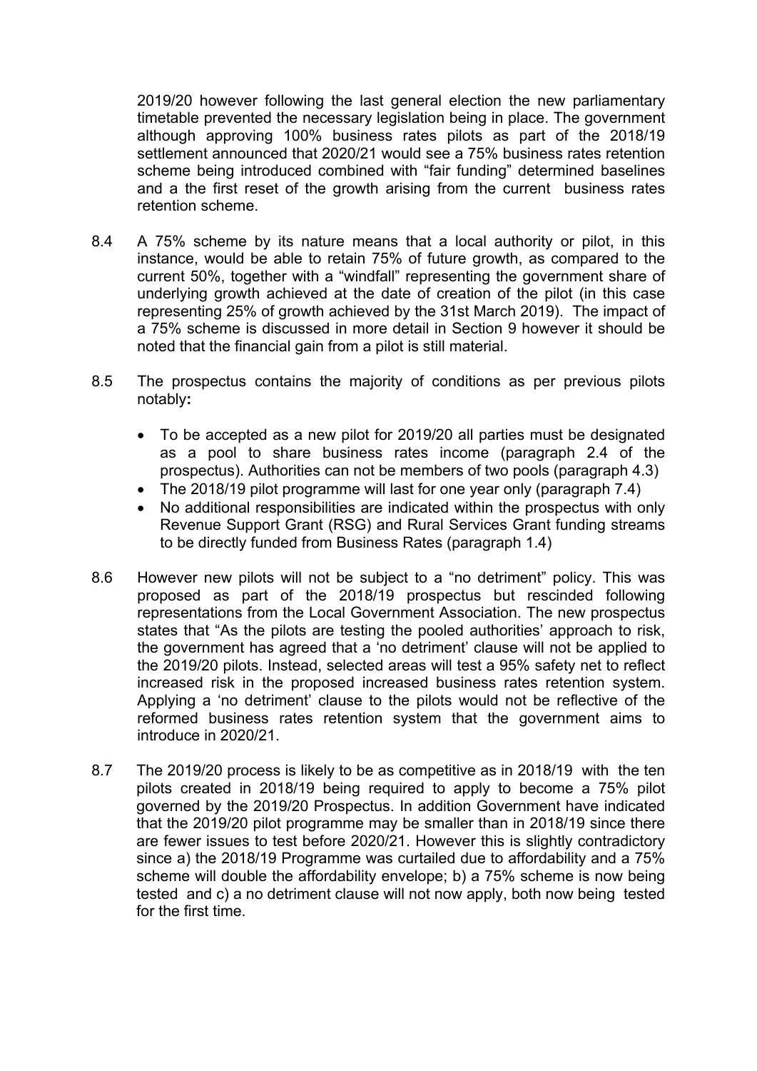2019/20 however following the last general election the new parliamentary timetable prevented the necessary legislation being in place. The government although approving 100% business rates pilots as part of the 2018/19 settlement announced that 2020/21 would see a 75% business rates retention scheme being introduced combined with "fair funding" determined baselines and a the first reset of the growth arising from the current business rates retention scheme.

8.4 A 75% scheme by its nature means that a local authority or pilot, in this instance, would be able to retain 75% of future growth, as compared to the current 50%, together with a "windfall" representing the government share of underlying growth achieved at the date of creation of the pilot (in this case representing 25% of growth achieved by the 31st March 2019). The impact of a 75% scheme is discussed in more detail in Section 9 however it should be noted that the financial gain from a pilot is still material.

8.5 The prospectus contains the majority of conditions as per previous pilots notably**:**

- To be accepted as a new pilot for 2019/20 all parties must be designated as a pool to share business rates income (paragraph 2.4 of the prospectus). Authorities can not be members of two pools (paragraph 4.3)
- The 2018/19 pilot programme will last for one year only (paragraph 7.4)
- No additional responsibilities are indicated within the prospectus with only Revenue Support Grant (RSG) and Rural Services Grant funding streams to be directly funded from Business Rates (paragraph 1.4)

8.6 However new pilots will not be subject to a "no detriment" policy. This was proposed as part of the 2018/19 prospectus but rescinded following representations from the Local Government Association. The new prospectus states that "As the pilots are testing the pooled authorities' approach to risk, the government has agreed that a 'no detriment' clause will not be applied to the 2019/20 pilots. Instead, selected areas will test a 95% safety net to reflect increased risk in the proposed increased business rates retention system. Applying a 'no detriment' clause to the pilots would not be reflective of the reformed business rates retention system that the government aims to introduce in 2020/21.

8.7 The 2019/20 process is likely to be as competitive as in 2018/19 with the ten pilots created in 2018/19 being required to apply to become a 75% pilot governed by the 2019/20 Prospectus. In addition Government have indicated that the 2019/20 pilot programme may be smaller than in 2018/19 since there are fewer issues to test before 2020/21. However this is slightly contradictory since a) the 2018/19 Programme was curtailed due to affordability and a 75% scheme will double the affordability envelope; b) a 75% scheme is now being tested and c) a no detriment clause will not now apply, both now being tested for the first time.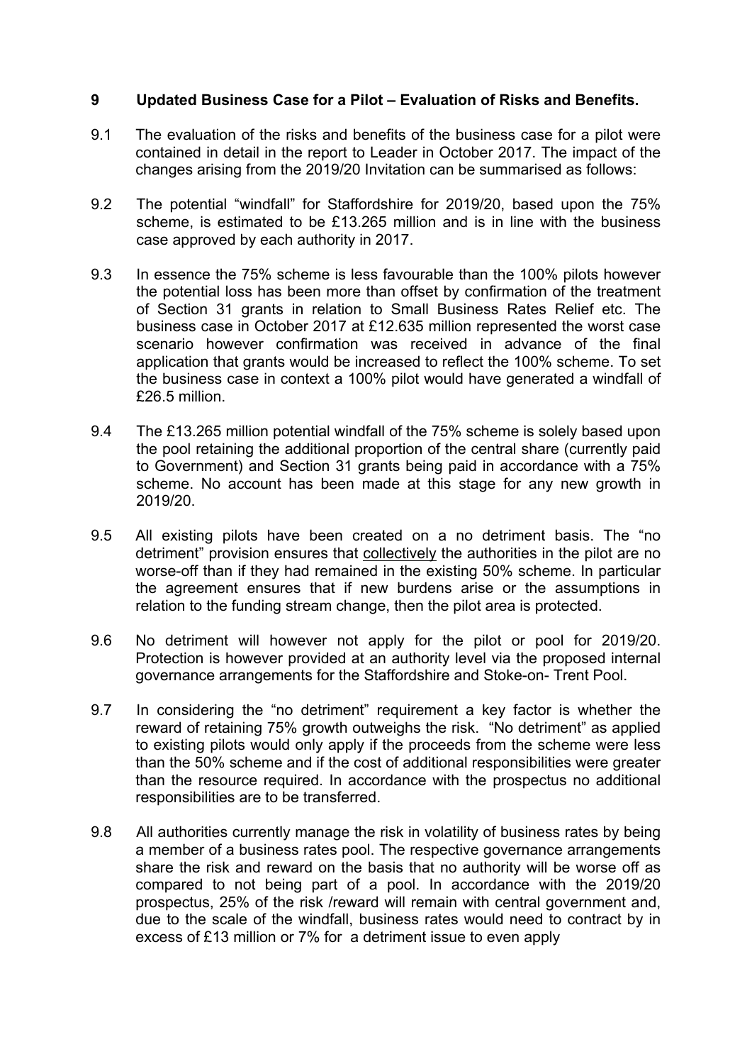## 9 Updated Business Case for a Pilot – Evaluation of Risks and Benefits.

9.1 The evaluation of the risks and benefits of the business case for a pilot were contained in detail in the report to Leader in October 2017. The impact of the changes arising from the 2019/20 Invitation can be summarised as follows:

9.2 The potential "windfall" for Staffordshire for 2019/20, based upon the 75% scheme, is estimated to be £13.265 million and is in line with the business case approved by each authority in 2017.

9.3 In essence the 75% scheme is less favourable than the 100% pilots however the potential loss has been more than offset by confirmation of the treatment of Section 31 grants in relation to Small Business Rates Relief etc. The business case in October 2017 at £12.635 million represented the worst case scenario however confirmation was received in advance of the final application that grants would be increased to reflect the 100% scheme. To set the business case in context a 100% pilot would have generated a windfall of £26.5 million.

9.4 The £13.265 million potential windfall of the 75% scheme is solely based upon the pool retaining the additional proportion of the central share (currently paid to Government) and Section 31 grants being paid in accordance with a 75% scheme. No account has been made at this stage for any new growth in 2019/20.

9.5 All existing pilots have been created on a no detriment basis. The "no detriment" provision ensures that <u>collectively</u> the authorities in the pilot are no worse-off than if they had remained in the existing 50% scheme. In particular the agreement ensures that if new burdens arise or the assumptions in relation to the funding stream change, then the pilot area is protected.

9.6 No detriment will however not apply for the pilot or pool for 2019/20. Protection is however provided at an authority level via the proposed internal governance arrangements for the Staffordshire and Stoke-on- Trent Pool.

9.7 In considering the "no detriment" requirement a key factor is whether the reward of retaining 75% growth outweighs the risk. "No detriment" as applied to existing pilots would only apply if the proceeds from the scheme were less than the 50% scheme and if the cost of additional responsibilities were greater than the resource required. In accordance with the prospectus no additional responsibilities are to be transferred.

9.8 All authorities currently manage the risk in volatility of business rates by being a member of a business rates pool. The respective governance arrangements share the risk and reward on the basis that no authority will be worse off as compared to not being part of a pool. In accordance with the 2019/20 prospectus, 25% of the risk /reward will remain with central government and, due to the scale of the windfall, business rates would need to contract by in excess of £13 million or 7% for a detriment issue to even apply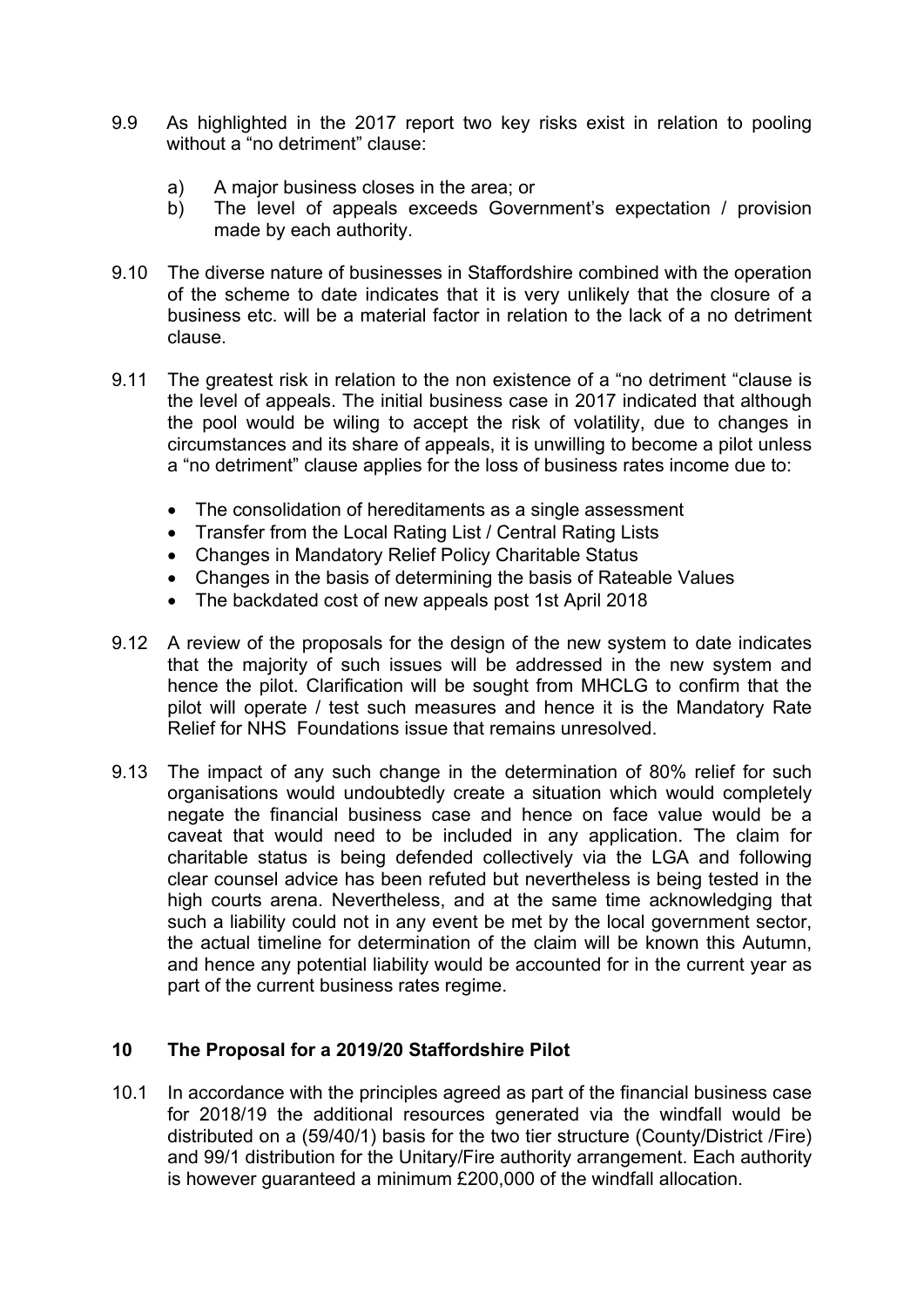9.9 As highlighted in the 2017 report two key risks exist in relation to pooling without a "no detriment" clause:

  a) A major business closes in the area; or
  b) The level of appeals exceeds Government's expectation / provision made by each authority.

9.10 The diverse nature of businesses in Staffordshire combined with the operation of the scheme to date indicates that it is very unlikely that the closure of a business etc. will be a material factor in relation to the lack of a no detriment clause.

9.11 The greatest risk in relation to the non existence of a "no detriment "clause is the level of appeals. The initial business case in 2017 indicated that although the pool would be wiling to accept the risk of volatility, due to changes in circumstances and its share of appeals, it is unwilling to become a pilot unless a "no detriment" clause applies for the loss of business rates income due to:

- The consolidation of hereditaments as a single assessment
- Transfer from the Local Rating List / Central Rating Lists
- Changes in Mandatory Relief Policy Charitable Status
- Changes in the basis of determining the basis of Rateable Values
- The backdated cost of new appeals post 1st April 2018

9.12 A review of the proposals for the design of the new system to date indicates that the majority of such issues will be addressed in the new system and hence the pilot. Clarification will be sought from MHCLG to confirm that the pilot will operate / test such measures and hence it is the Mandatory Rate Relief for NHS Foundations issue that remains unresolved.

9.13 The impact of any such change in the determination of 80% relief for such organisations would undoubtedly create a situation which would completely negate the financial business case and hence on face value would be a caveat that would need to be included in any application. The claim for charitable status is being defended collectively via the LGA and following clear counsel advice has been refuted but nevertheless is being tested in the high courts arena. Nevertheless, and at the same time acknowledging that such a liability could not in any event be met by the local government sector, the actual timeline for determination of the claim will be known this Autumn, and hence any potential liability would be accounted for in the current year as part of the current business rates regime.

## 10 The Proposal for a 2019/20 Staffordshire Pilot

10.1 In accordance with the principles agreed as part of the financial business case for 2018/19 the additional resources generated via the windfall would be distributed on a (59/40/1) basis for the two tier structure (County/District /Fire) and 99/1 distribution for the Unitary/Fire authority arrangement. Each authority is however guaranteed a minimum £200,000 of the windfall allocation.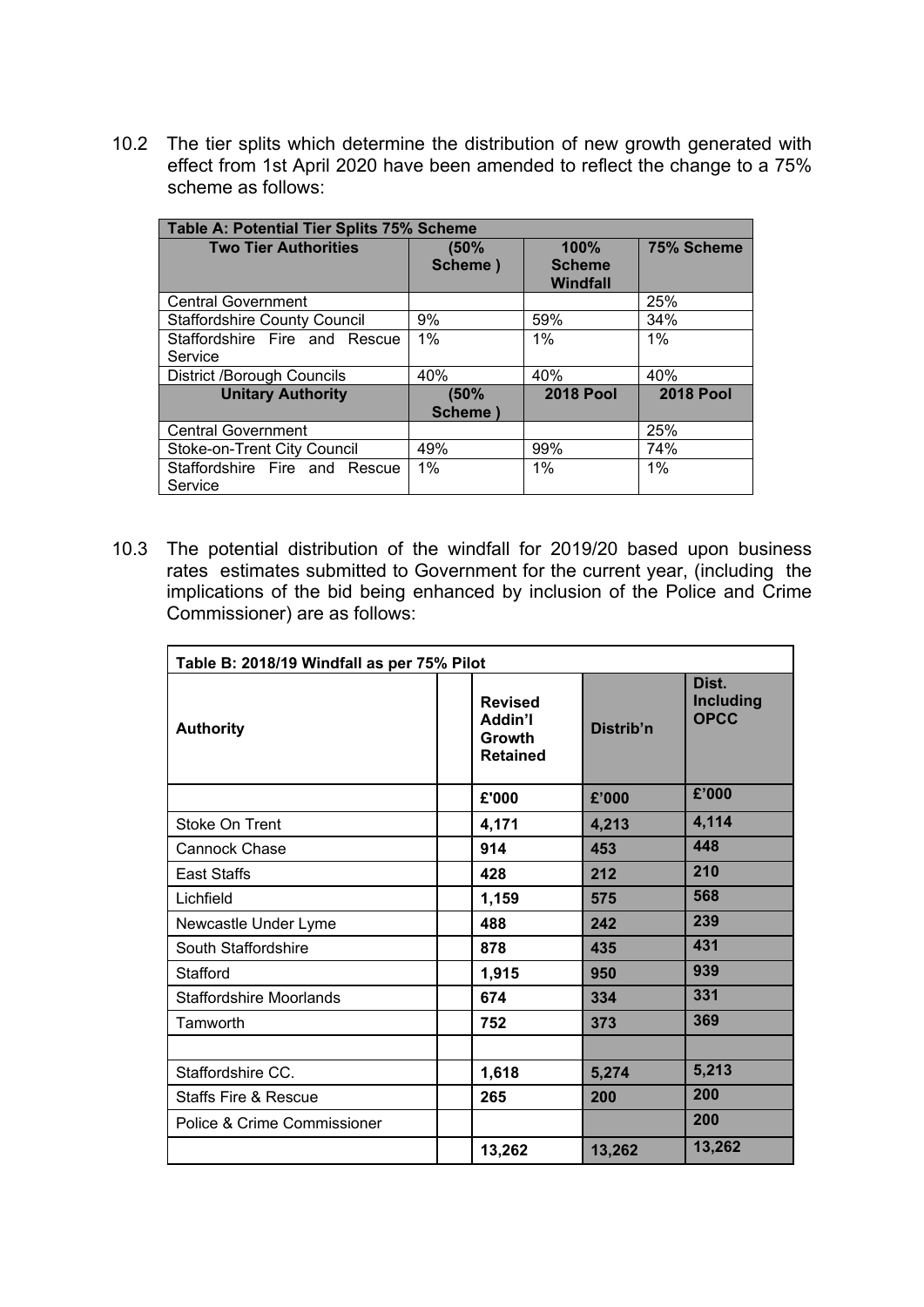10.2 The tier splits which determine the distribution of new growth generated with effect from 1st April 2020 have been amended to reflect the change to a 75% scheme as follows:

| **Table A: Potential Tier Splits 75% Scheme** | | | |
|---|---|---|---|
| **Two Tier Authorities** | **(50% Scheme )** | **100% Scheme Windfall** | **75% Scheme** |
| Central Government | | | 25% |
| Staffordshire County Council | 9% | 59% | 34% |
| Staffordshire Fire and Rescue Service | 1% | 1% | 1% |
| District /Borough Councils | 40% | 40% | 40% |
| **Unitary Authority** | **(50% Scheme )** | **2018 Pool** | **2018 Pool** |
| Central Government | | | 25% |
| Stoke-on-Trent City Council | 49% | 99% | 74% |
| Staffordshire Fire and Rescue Service | 1% | 1% | 1% |

10.3 The potential distribution of the windfall for 2019/20 based upon business rates estimates submitted to Government for the current year, (including the implications of the bid being enhanced by inclusion of the Police and Crime Commissioner) are as follows:

| **Table B: 2018/19 Windfall as per 75% Pilot** | | | | |
|---|---|---|---|---|
| **Authority** | | **Revised Addin'l Growth Retained** | **Distrib'n** | **Dist. Including OPCC** |
| | | **£'000** | **£'000** | **£'000** |
| Stoke On Trent | | **4,171** | **4,213** | **4,114** |
| Cannock Chase | | **914** | **453** | **448** |
| East Staffs | | **428** | **212** | **210** |
| Lichfield | | **1,159** | **575** | **568** |
| Newcastle Under Lyme | | **488** | **242** | **239** |
| South Staffordshire | | **878** | **435** | **431** |
| Stafford | | **1,915** | **950** | **939** |
| Staffordshire Moorlands | | **674** | **334** | **331** |
| Tamworth | | **752** | **373** | **369** |
| | | | | |
| Staffordshire CC. | | **1,618** | **5,274** | **5,213** |
| Staffs Fire & Rescue | | **265** | **200** | **200** |
| Police & Crime Commissioner | | | | **200** |
| | | **13,262** | **13,262** | **13,262** |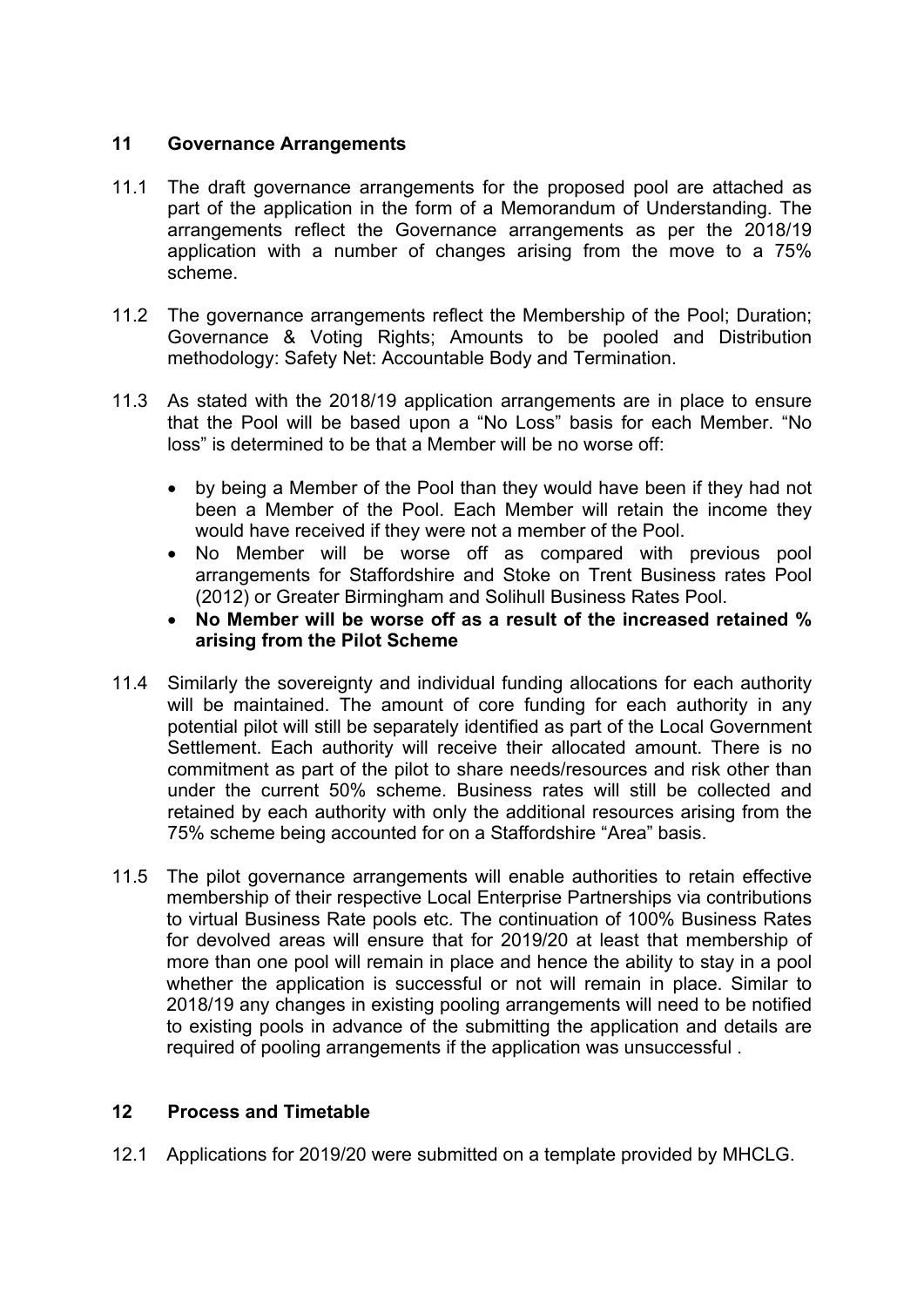## 11 Governance Arrangements

11.1 The draft governance arrangements for the proposed pool are attached as part of the application in the form of a Memorandum of Understanding. The arrangements reflect the Governance arrangements as per the 2018/19 application with a number of changes arising from the move to a 75% scheme.

11.2 The governance arrangements reflect the Membership of the Pool; Duration; Governance & Voting Rights; Amounts to be pooled and Distribution methodology: Safety Net: Accountable Body and Termination.

11.3 As stated with the 2018/19 application arrangements are in place to ensure that the Pool will be based upon a "No Loss" basis for each Member. "No loss" is determined to be that a Member will be no worse off:

- by being a Member of the Pool than they would have been if they had not been a Member of the Pool. Each Member will retain the income they would have received if they were not a member of the Pool.
- No Member will be worse off as compared with previous pool arrangements for Staffordshire and Stoke on Trent Business rates Pool (2012) or Greater Birmingham and Solihull Business Rates Pool.
- **No Member will be worse off as a result of the increased retained % arising from the Pilot Scheme**

11.4 Similarly the sovereignty and individual funding allocations for each authority will be maintained. The amount of core funding for each authority in any potential pilot will still be separately identified as part of the Local Government Settlement. Each authority will receive their allocated amount. There is no commitment as part of the pilot to share needs/resources and risk other than under the current 50% scheme. Business rates will still be collected and retained by each authority with only the additional resources arising from the 75% scheme being accounted for on a Staffordshire "Area" basis.

11.5 The pilot governance arrangements will enable authorities to retain effective membership of their respective Local Enterprise Partnerships via contributions to virtual Business Rate pools etc. The continuation of 100% Business Rates for devolved areas will ensure that for 2019/20 at least that membership of more than one pool will remain in place and hence the ability to stay in a pool whether the application is successful or not will remain in place. Similar to 2018/19 any changes in existing pooling arrangements will need to be notified to existing pools in advance of the submitting the application and details are required of pooling arrangements if the application was unsuccessful .

## 12 Process and Timetable

12.1 Applications for 2019/20 were submitted on a template provided by MHCLG.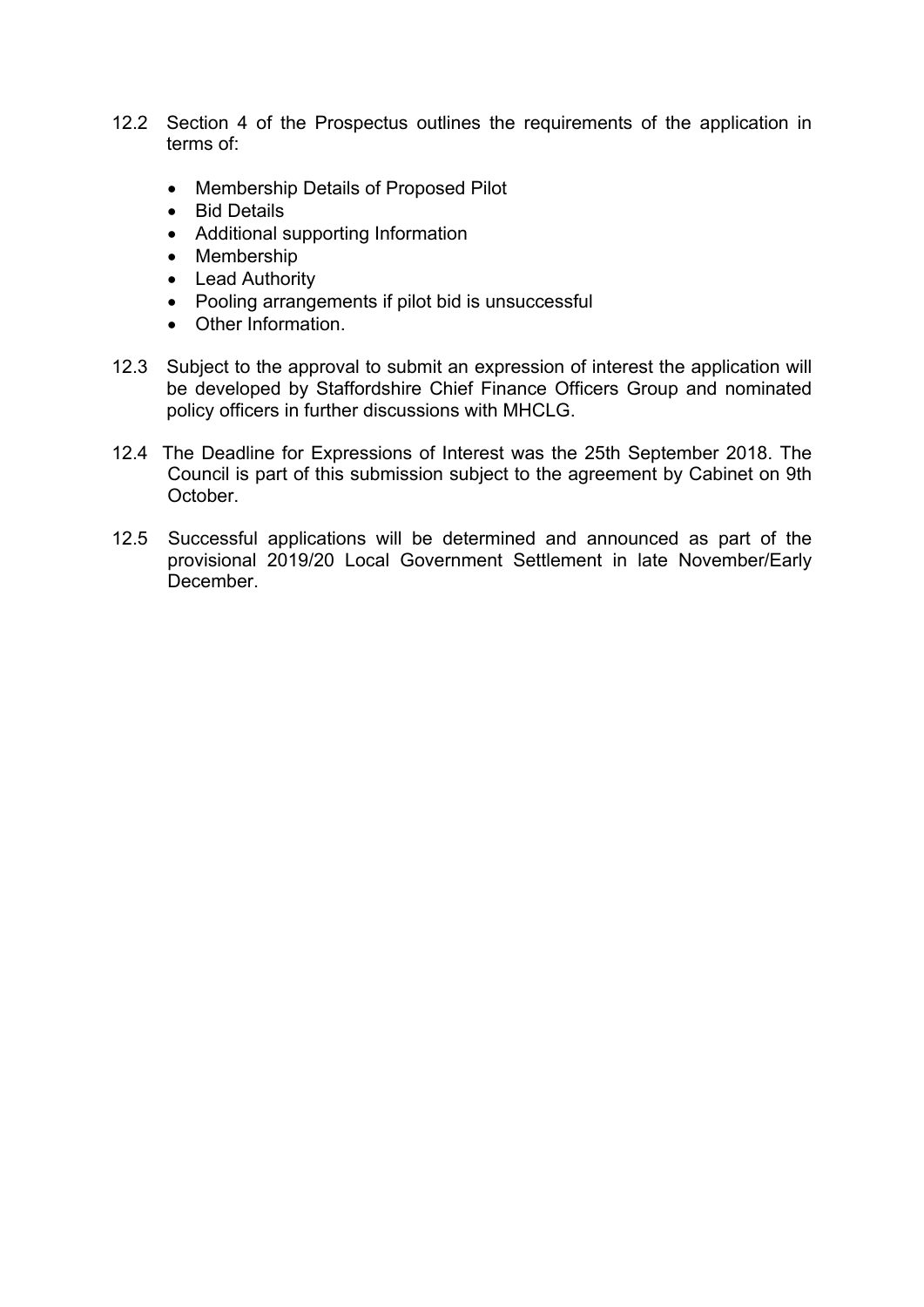12.2 Section 4 of the Prospectus outlines the requirements of the application in terms of:

- Membership Details of Proposed Pilot
- Bid Details
- Additional supporting Information
- Membership
- Lead Authority
- Pooling arrangements if pilot bid is unsuccessful
- Other Information.

12.3 Subject to the approval to submit an expression of interest the application will be developed by Staffordshire Chief Finance Officers Group and nominated policy officers in further discussions with MHCLG.

12.4 The Deadline for Expressions of Interest was the 25th September 2018. The Council is part of this submission subject to the agreement by Cabinet on 9th October.

12.5 Successful applications will be determined and announced as part of the provisional 2019/20 Local Government Settlement in late November/Early December.